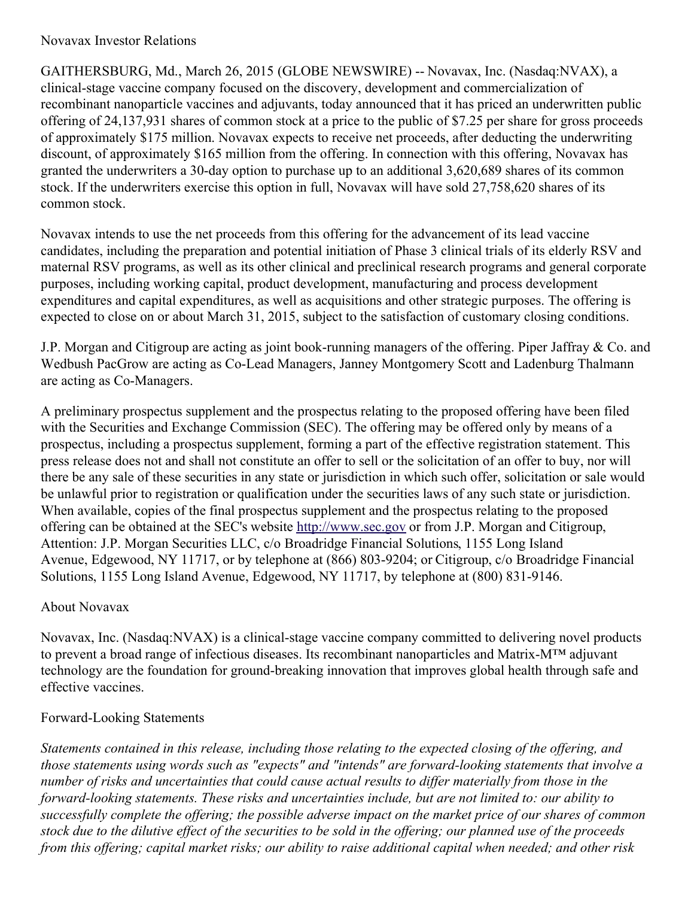Novavax Investor Relations

GAITHERSBURG, Md., March 26, 2015 (GLOBE NEWSWIRE) -- Novavax, Inc. (Nasdaq:NVAX), a clinical-stage vaccine company focused on the discovery, development and commercialization of recombinant nanoparticle vaccines and adjuvants, today announced that it has priced an underwritten public offering of 24,137,931 shares of common stock at a price to the public of $7.25 per share for gross proceeds of approximately $175 million. Novavax expects to receive net proceeds, after deducting the underwriting discount, of approximately $165 million from the offering. In connection with this offering, Novavax has granted the underwriters a 30-day option to purchase up to an additional 3,620,689 shares of its common stock. If the underwriters exercise this option in full, Novavax will have sold 27,758,620 shares of its common stock.

Novavax intends to use the net proceeds from this offering for the advancement of its lead vaccine candidates, including the preparation and potential initiation of Phase 3 clinical trials of its elderly RSV and maternal RSV programs, as well as its other clinical and preclinical research programs and general corporate purposes, including working capital, product development, manufacturing and process development expenditures and capital expenditures, as well as acquisitions and other strategic purposes. The offering is expected to close on or about March 31, 2015, subject to the satisfaction of customary closing conditions.

J.P. Morgan and Citigroup are acting as joint book-running managers of the offering. Piper Jaffray & Co. and Wedbush PacGrow are acting as Co-Lead Managers, Janney Montgomery Scott and Ladenburg Thalmann are acting as Co-Managers.

A preliminary prospectus supplement and the prospectus relating to the proposed offering have been filed with the Securities and Exchange Commission (SEC). The offering may be offered only by means of a prospectus, including a prospectus supplement, forming a part of the effective registration statement. This press release does not and shall not constitute an offer to sell or the solicitation of an offer to buy, nor will there be any sale of these securities in any state or jurisdiction in which such offer, solicitation or sale would be unlawful prior to registration or qualification under the securities laws of any such state or jurisdiction. When available, copies of the final prospectus supplement and the prospectus relating to the proposed offering can be obtained at the SEC's website [http://www.sec.gov](http://www.sec.gov) or from J.P. Morgan and Citigroup, Attention: J.P. Morgan Securities LLC, c/o Broadridge Financial Solutions, 1155 Long Island Avenue, Edgewood, NY 11717, or by telephone at (866) 803-9204; or Citigroup, c/o Broadridge Financial Solutions, 1155 Long Island Avenue, Edgewood, NY 11717, by telephone at (800) 831-9146.

## About Novavax

Novavax, Inc. (Nasdaq:NVAX) is a clinical-stage vaccine company committed to delivering novel products to prevent a broad range of infectious diseases. Its recombinant nanoparticles and Matrix-M™ adjuvant technology are the foundation for ground-breaking innovation that improves global health through safe and effective vaccines.

## Forward-Looking Statements

*Statements contained in this release, including those relating to the expected closing of the offering, and those statements using words such as "expects" and "intends" are forward-looking statements that involve a number of risks and uncertainties that could cause actual results to differ materially from those in the forward-looking statements. These risks and uncertainties include, but are not limited to: our ability to successfully complete the offering; the possible adverse impact on the market price of our shares of common stock due to the dilutive effect of the securities to be sold in the offering; our planned use of the proceeds from this offering; capital market risks; our ability to raise additional capital when needed; and other risk*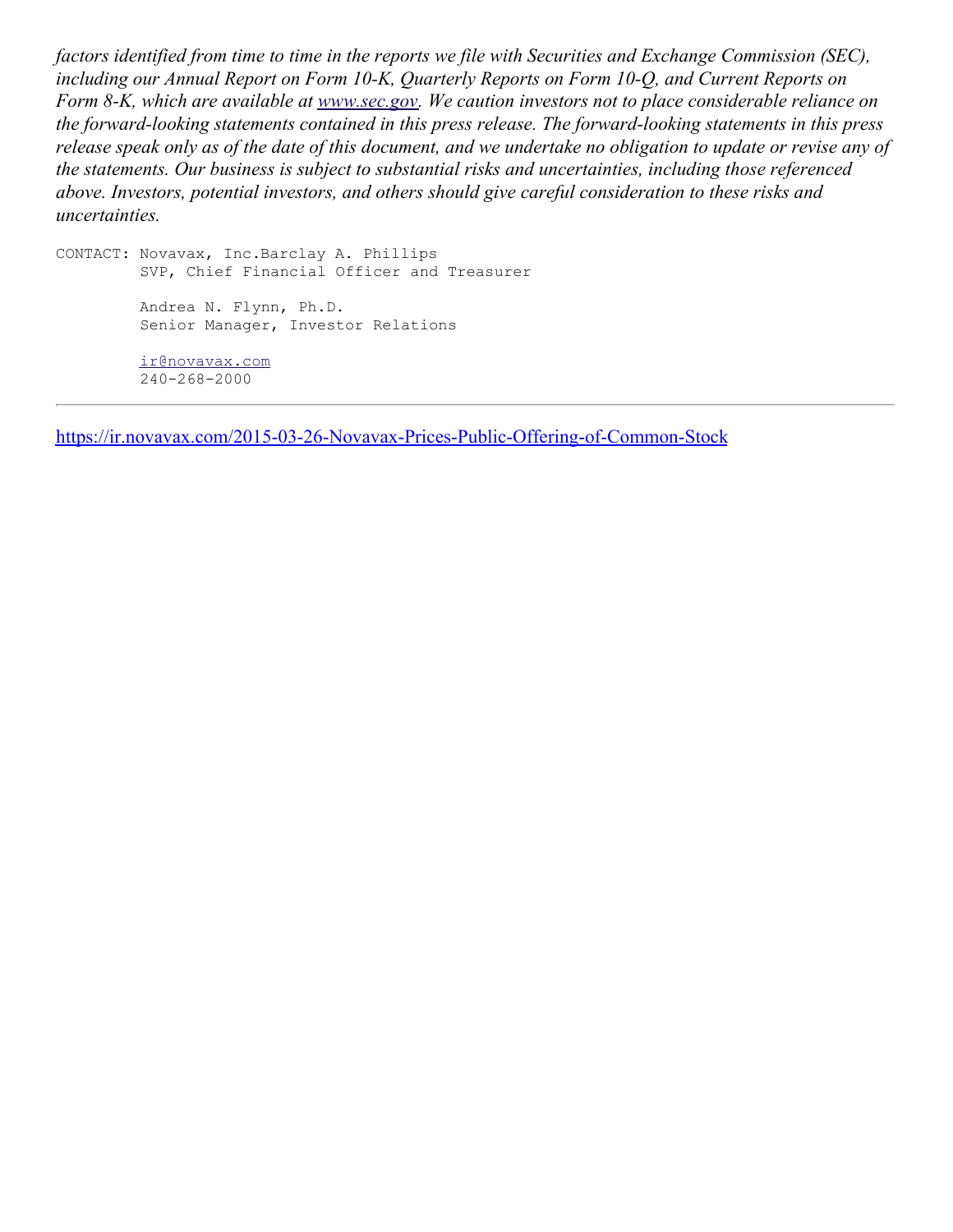*factors identified from time to time in the reports we file with Securities and Exchange Commission (SEC), including our Annual Report on Form 10-K, Quarterly Reports on Form 10-Q, and Current Reports on Form 8-K, which are available at [www.sec.gov](http://www.sec.gov). We caution investors not to place considerable reliance on the forward-looking statements contained in this press release. The forward-looking statements in this press release speak only as of the date of this document, and we undertake no obligation to update or revise any of the statements. Our business is subject to substantial risks and uncertainties, including those referenced above. Investors, potential investors, and others should give careful consideration to these risks and uncertainties.*

```
CONTACT: Novavax, Inc.Barclay A. Phillips
         SVP, Chief Financial Officer and Treasurer

         Andrea N. Flynn, Ph.D.
         Senior Manager, Investor Relations

         ir@novavax.com
         240-268-2000
```

---

https://ir.novavax.com/2015-03-26-Novavax-Prices-Public-Offering-of-Common-Stock